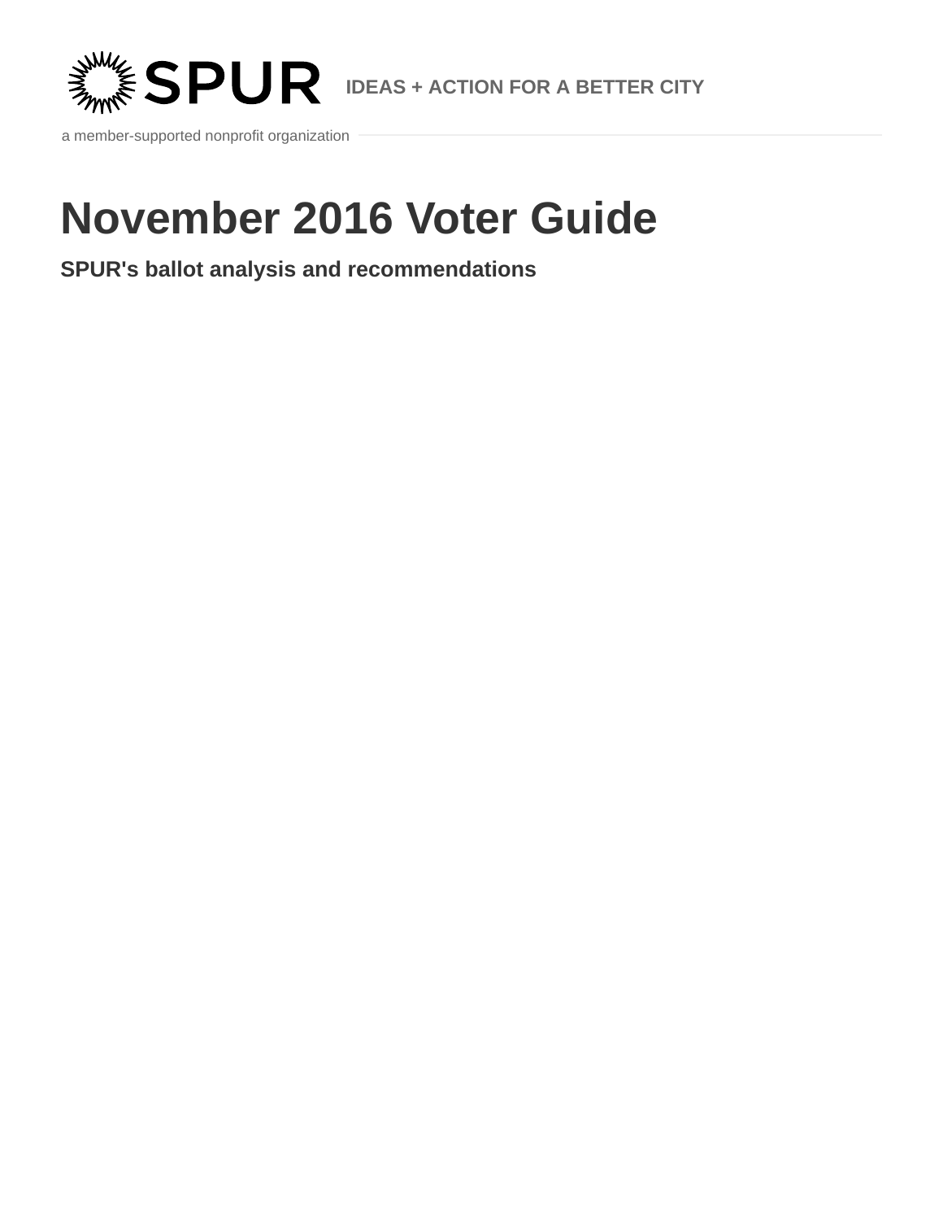SPUR IDEAS + ACTION FOR A BETTER CITY

a member-supported nonprofit organization

# November 2016 Voter Guide

## SPUR's ballot analysis and recommendations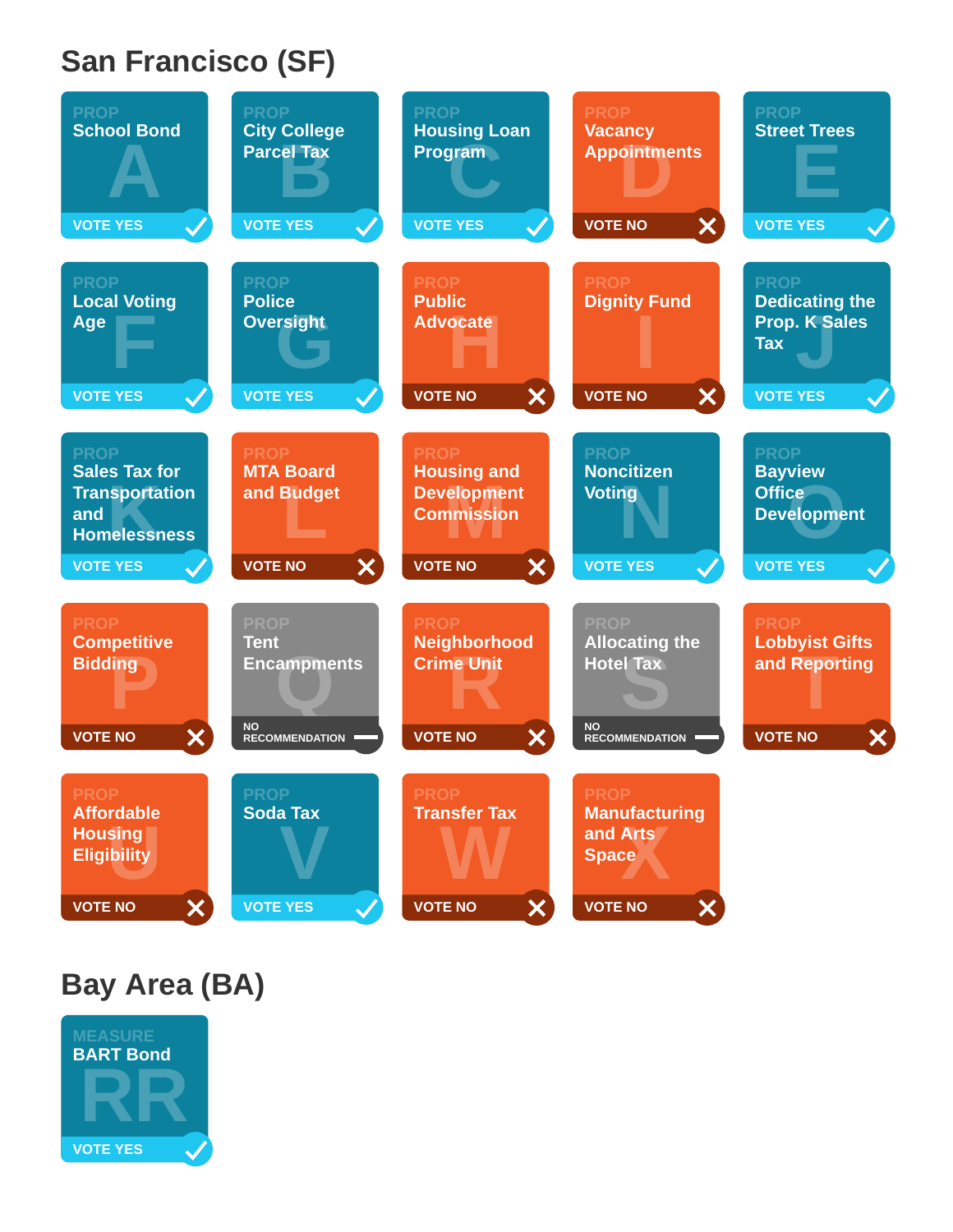# San Francisco (SF)

| Prop | Title | Recommendation |
| --- | --- | --- |
| A | School Bond | VOTE YES |
| B | City College Parcel Tax | VOTE YES |
| C | Housing Loan Program | VOTE YES |
| D | Vacancy Appointments | VOTE NO |
| E | Street Trees | VOTE YES |
| F | Local Voting Age | VOTE YES |
| G | Police Oversight | VOTE YES |
| H | Public Advocate | VOTE NO |
| I | Dignity Fund | VOTE NO |
| J | Dedicating the Prop. K Sales Tax | VOTE YES |
| K | Sales Tax for Transportation and Homelessness | VOTE YES |
| L | MTA Board and Budget | VOTE NO |
| M | Housing and Development Commission | VOTE NO |
| N | Noncitizen Voting | VOTE YES |
| O | Bayview Office Development | VOTE YES |
| P | Competitive Bidding | VOTE NO |
| Q | Tent Encampments | NO RECOMMENDATION |
| R | Neighborhood Crime Unit | VOTE NO |
| S | Allocating the Hotel Tax | NO RECOMMENDATION |
| T | Lobbyist Gifts and Reporting | VOTE NO |
| U | Affordable Housing Eligibility | VOTE NO |
| V | Soda Tax | VOTE YES |
| W | Transfer Tax | VOTE NO |
| X | Manufacturing and Arts Space | VOTE NO |

# Bay Area (BA)

| Measure | Title | Recommendation |
| --- | --- | --- |
| RR | BART Bond | VOTE YES |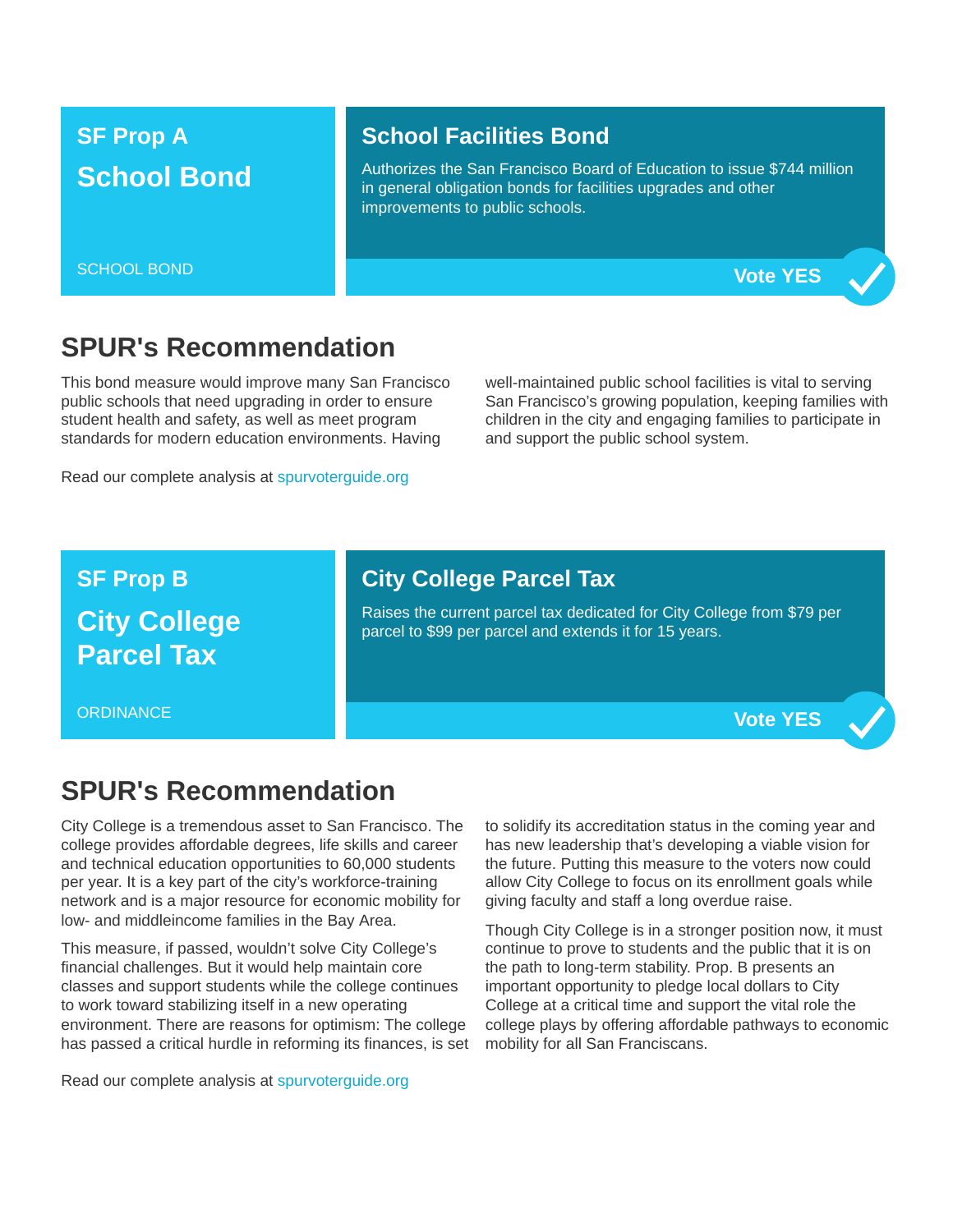## SF Prop A

## School Bond

SCHOOL BOND

### School Facilities Bond

Authorizes the San Francisco Board of Education to issue $744 million in general obligation bonds for facilities upgrades and other improvements to public schools.

**Vote YES**

## SPUR's Recommendation

This bond measure would improve many San Francisco public schools that need upgrading in order to ensure student health and safety, as well as meet program standards for modern education environments. Having well-maintained public school facilities is vital to serving San Francisco's growing population, keeping families with children in the city and engaging families to participate in and support the public school system.

Read our complete analysis at spurvoterguide.org

## SF Prop B

## City College Parcel Tax

ORDINANCE

### City College Parcel Tax

Raises the current parcel tax dedicated for City College from $79 per parcel to $99 per parcel and extends it for 15 years.

**Vote YES**

## SPUR's Recommendation

City College is a tremendous asset to San Francisco. The college provides affordable degrees, life skills and career and technical education opportunities to 60,000 students per year. It is a key part of the city's workforce-training network and is a major resource for economic mobility for low- and middleincome families in the Bay Area.

This measure, if passed, wouldn't solve City College's financial challenges. But it would help maintain core classes and support students while the college continues to work toward stabilizing itself in a new operating environment. There are reasons for optimism: The college has passed a critical hurdle in reforming its finances, is set to solidify its accreditation status in the coming year and has new leadership that's developing a viable vision for the future. Putting this measure to the voters now could allow City College to focus on its enrollment goals while giving faculty and staff a long overdue raise.

Though City College is in a stronger position now, it must continue to prove to students and the public that it is on the path to long-term stability. Prop. B presents an important opportunity to pledge local dollars to City College at a critical time and support the vital role the college plays by offering affordable pathways to economic mobility for all San Franciscans.

Read our complete analysis at spurvoterguide.org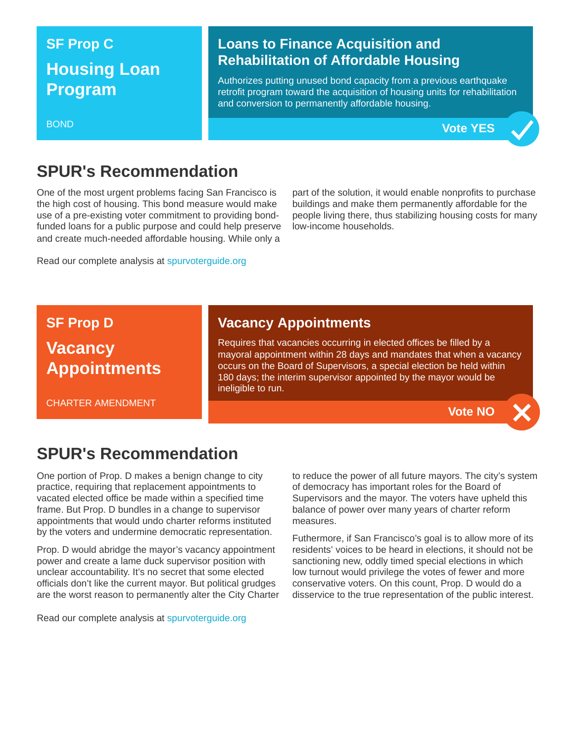## SF Prop C

## Housing Loan Program

BOND

### Loans to Finance Acquisition and Rehabilitation of Affordable Housing

Authorizes putting unused bond capacity from a previous earthquake retrofit program toward the acquisition of housing units for rehabilitation and conversion to permanently affordable housing.

**Vote YES** ✓

### SPUR's Recommendation

One of the most urgent problems facing San Francisco is the high cost of housing. This bond measure would make use of a pre-existing voter commitment to providing bond-funded loans for a public purpose and could help preserve and create much-needed affordable housing. While only a part of the solution, it would enable nonprofits to purchase buildings and make them permanently affordable for the people living there, thus stabilizing housing costs for many low-income households.

Read our complete analysis at spurvoterguide.org

## SF Prop D

## Vacancy Appointments

CHARTER AMENDMENT

### Vacancy Appointments

Requires that vacancies occurring in elected offices be filled by a mayoral appointment within 28 days and mandates that when a vacancy occurs on the Board of Supervisors, a special election be held within 180 days; the interim supervisor appointed by the mayor would be ineligible to run.

**Vote NO** ✗

### SPUR's Recommendation

One portion of Prop. D makes a benign change to city practice, requiring that replacement appointments to vacated elected office be made within a specified time frame. But Prop. D bundles in a change to supervisor appointments that would undo charter reforms instituted by the voters and undermine democratic representation.

Prop. D would abridge the mayor's vacancy appointment power and create a lame duck supervisor position with unclear accountability. It's no secret that some elected officials don't like the current mayor. But political grudges are the worst reason to permanently alter the City Charter to reduce the power of all future mayors. The city's system of democracy has important roles for the Board of Supervisors and the mayor. The voters have upheld this balance of power over many years of charter reform measures.

Futhermore, if San Francisco's goal is to allow more of its residents' voices to be heard in elections, it should not be sanctioning new, oddly timed special elections in which low turnout would privilege the votes of fewer and more conservative voters. On this count, Prop. D would do a disservice to the true representation of the public interest.

Read our complete analysis at spurvoterguide.org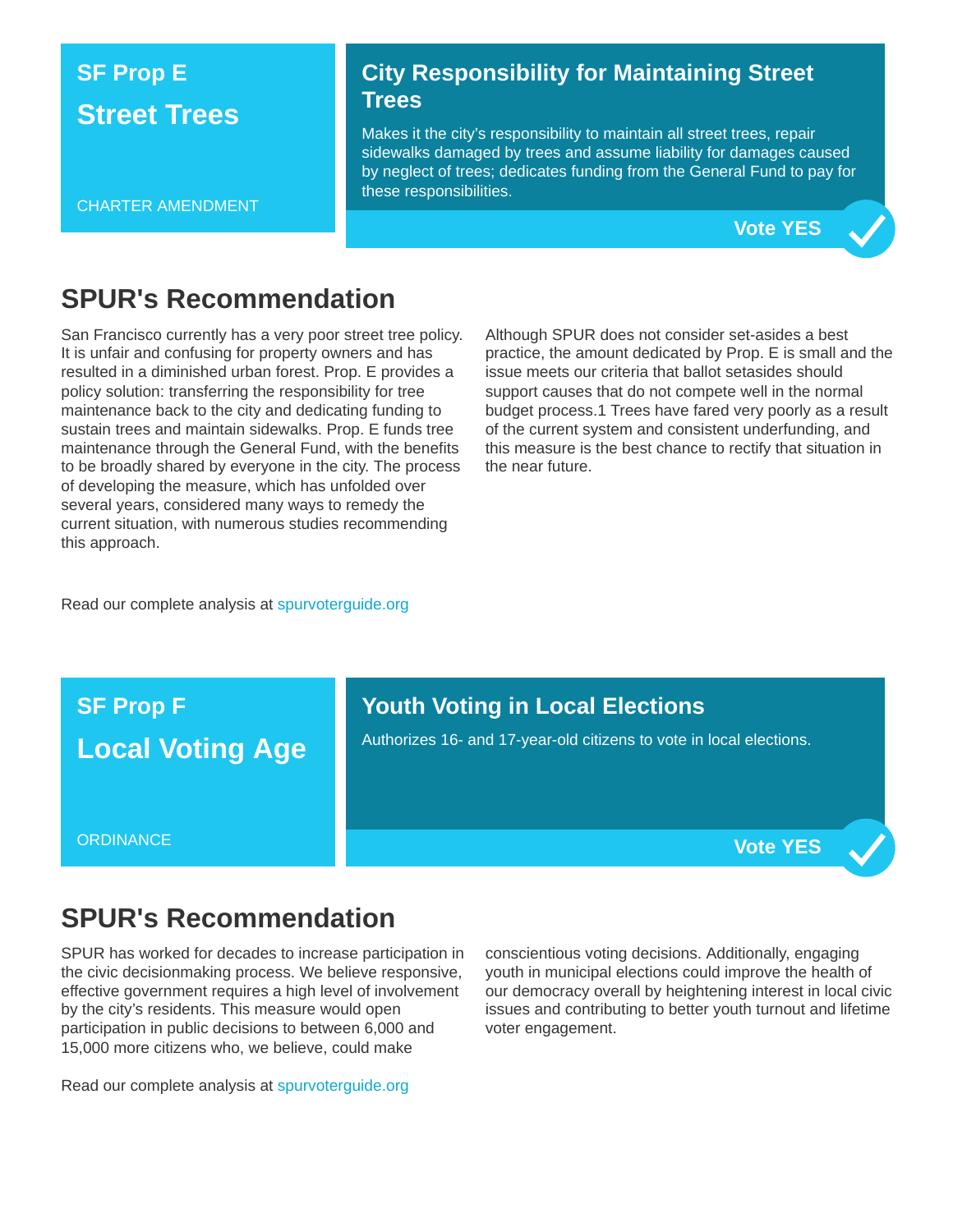## SF Prop E

## Street Trees

CHARTER AMENDMENT

### City Responsibility for Maintaining Street Trees

Makes it the city's responsibility to maintain all street trees, repair sidewalks damaged by trees and assume liability for damages caused by neglect of trees; dedicates funding from the General Fund to pay for these responsibilities.

**Vote YES**

## SPUR's Recommendation

San Francisco currently has a very poor street tree policy. It is unfair and confusing for property owners and has resulted in a diminished urban forest. Prop. E provides a policy solution: transferring the responsibility for tree maintenance back to the city and dedicating funding to sustain trees and maintain sidewalks. Prop. E funds tree maintenance through the General Fund, with the benefits to be broadly shared by everyone in the city. The process of developing the measure, which has unfolded over several years, considered many ways to remedy the current situation, with numerous studies recommending this approach.

Although SPUR does not consider set-asides a best practice, the amount dedicated by Prop. E is small and the issue meets our criteria that ballot setasides should support causes that do not compete well in the normal budget process.1 Trees have fared very poorly as a result of the current system and consistent underfunding, and this measure is the best chance to rectify that situation in the near future.

Read our complete analysis at spurvoterguide.org

## SF Prop F

## Local Voting Age

ORDINANCE

### Youth Voting in Local Elections

Authorizes 16- and 17-year-old citizens to vote in local elections.

**Vote YES**

## SPUR's Recommendation

SPUR has worked for decades to increase participation in the civic decisionmaking process. We believe responsive, effective government requires a high level of involvement by the city's residents. This measure would open participation in public decisions to between 6,000 and 15,000 more citizens who, we believe, could make conscientious voting decisions. Additionally, engaging youth in municipal elections could improve the health of our democracy overall by heightening interest in local civic issues and contributing to better youth turnout and lifetime voter engagement.

Read our complete analysis at spurvoterguide.org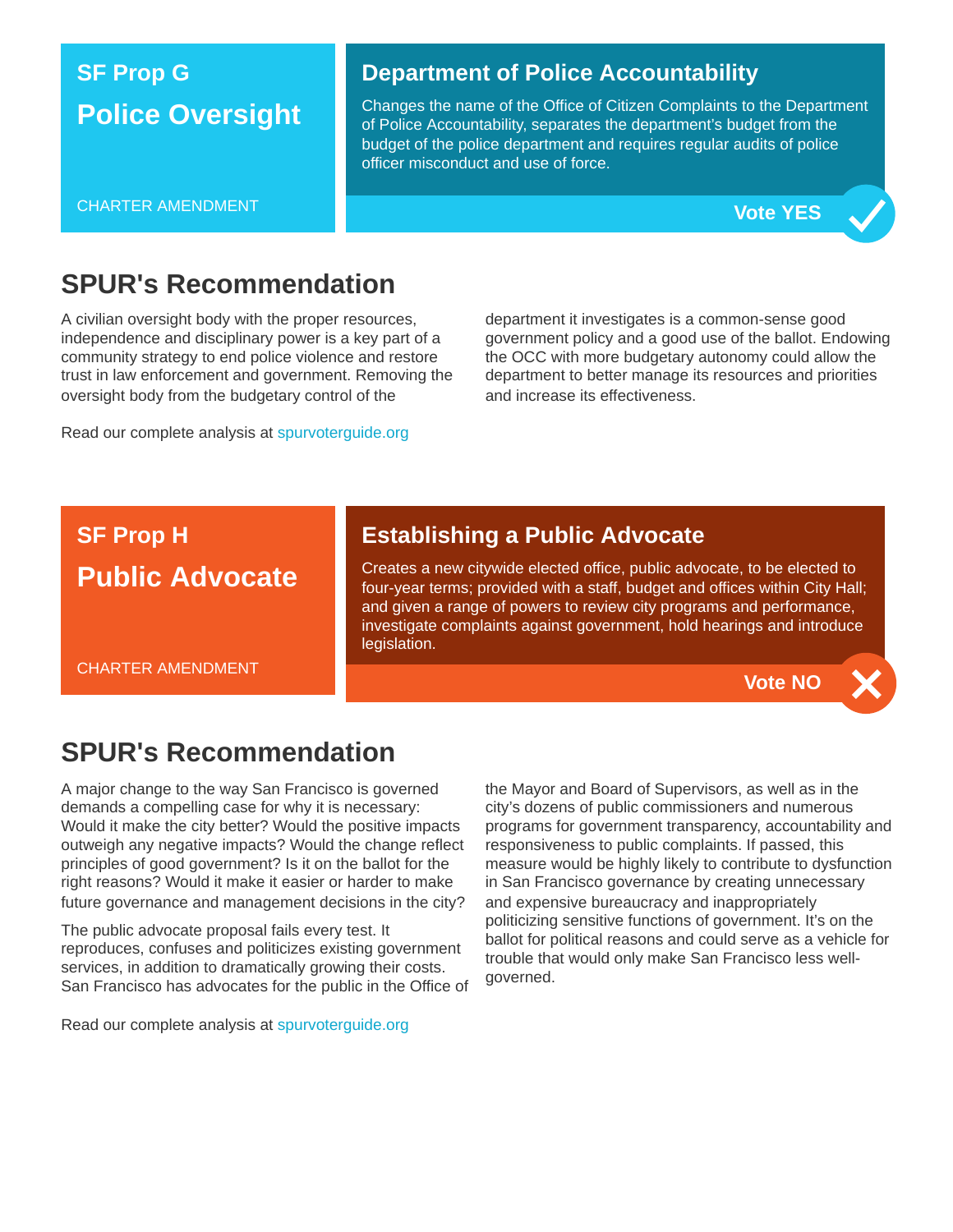## SF Prop G

# Police Oversight

CHARTER AMENDMENT

### Department of Police Accountability

Changes the name of the Office of Citizen Complaints to the Department of Police Accountability, separates the department's budget from the budget of the police department and requires regular audits of police officer misconduct and use of force.

**Vote YES**

## SPUR's Recommendation

A civilian oversight body with the proper resources, independence and disciplinary power is a key part of a community strategy to end police violence and restore trust in law enforcement and government. Removing the oversight body from the budgetary control of the department it investigates is a common-sense good government policy and a good use of the ballot. Endowing the OCC with more budgetary autonomy could allow the department to better manage its resources and priorities and increase its effectiveness.

Read our complete analysis at spurvoterguide.org

## SF Prop H

# Public Advocate

CHARTER AMENDMENT

### Establishing a Public Advocate

Creates a new citywide elected office, public advocate, to be elected to four-year terms; provided with a staff, budget and offices within City Hall; and given a range of powers to review city programs and performance, investigate complaints against government, hold hearings and introduce legislation.

**Vote NO**

## SPUR's Recommendation

A major change to the way San Francisco is governed demands a compelling case for why it is necessary: Would it make the city better? Would the positive impacts outweigh any negative impacts? Would the change reflect principles of good government? Is it on the ballot for the right reasons? Would it make it easier or harder to make future governance and management decisions in the city?

The public advocate proposal fails every test. It reproduces, confuses and politicizes existing government services, in addition to dramatically growing their costs. San Francisco has advocates for the public in the Office of the Mayor and Board of Supervisors, as well as in the city's dozens of public commissioners and numerous programs for government transparency, accountability and responsiveness to public complaints. If passed, this measure would be highly likely to contribute to dysfunction in San Francisco governance by creating unnecessary and expensive bureaucracy and inappropriately politicizing sensitive functions of government. It's on the ballot for political reasons and could serve as a vehicle for trouble that would only make San Francisco less well-governed.

Read our complete analysis at spurvoterguide.org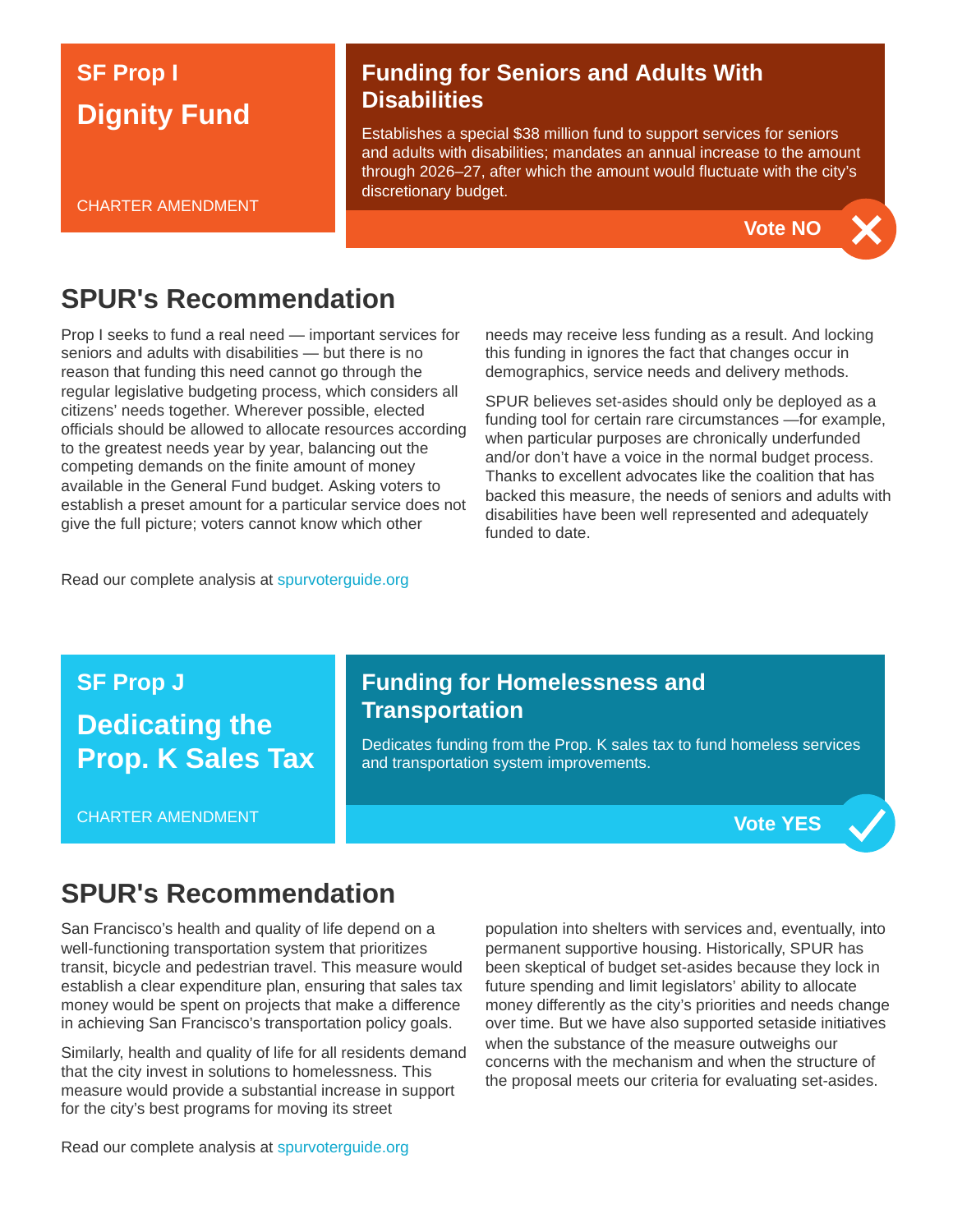## SF Prop I

## Dignity Fund

CHARTER AMENDMENT

### Funding for Seniors and Adults With Disabilities

Establishes a special $38 million fund to support services for seniors and adults with disabilities; mandates an annual increase to the amount through 2026–27, after which the amount would fluctuate with the city's discretionary budget.

**Vote NO**

## SPUR's Recommendation

Prop I seeks to fund a real need — important services for seniors and adults with disabilities — but there is no reason that funding this need cannot go through the regular legislative budgeting process, which considers all citizens' needs together. Wherever possible, elected officials should be allowed to allocate resources according to the greatest needs year by year, balancing out the competing demands on the finite amount of money available in the General Fund budget. Asking voters to establish a preset amount for a particular service does not give the full picture; voters cannot know which other needs may receive less funding as a result. And locking this funding in ignores the fact that changes occur in demographics, service needs and delivery methods.

SPUR believes set-asides should only be deployed as a funding tool for certain rare circumstances —for example, when particular purposes are chronically underfunded and/or don't have a voice in the normal budget process. Thanks to excellent advocates like the coalition that has backed this measure, the needs of seniors and adults with disabilities have been well represented and adequately funded to date.

Read our complete analysis at spurvoterguide.org

## SF Prop J

## Dedicating the Prop. K Sales Tax

CHARTER AMENDMENT

### Funding for Homelessness and Transportation

Dedicates funding from the Prop. K sales tax to fund homeless services and transportation system improvements.

**Vote YES**

## SPUR's Recommendation

San Francisco's health and quality of life depend on a well-functioning transportation system that prioritizes transit, bicycle and pedestrian travel. This measure would establish a clear expenditure plan, ensuring that sales tax money would be spent on projects that make a difference in achieving San Francisco's transportation policy goals.

Similarly, health and quality of life for all residents demand that the city invest in solutions to homelessness. This measure would provide a substantial increase in support for the city's best programs for moving its street population into shelters with services and, eventually, into permanent supportive housing. Historically, SPUR has been skeptical of budget set-asides because they lock in future spending and limit legislators' ability to allocate money differently as the city's priorities and needs change over time. But we have also supported setaside initiatives when the substance of the measure outweighs our concerns with the mechanism and when the structure of the proposal meets our criteria for evaluating set-asides.

Read our complete analysis at spurvoterguide.org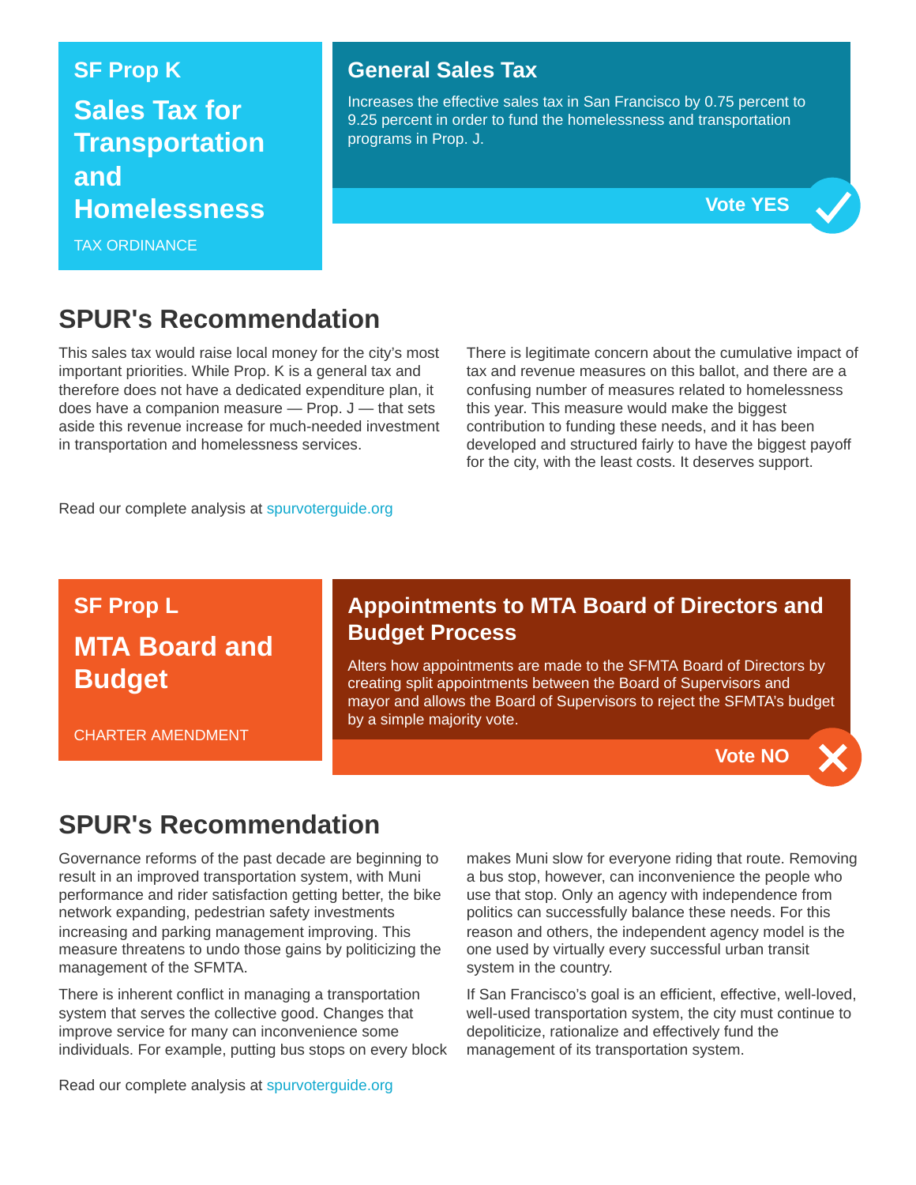## SF Prop K

# Sales Tax for Transportation and Homelessness

TAX ORDINANCE

### General Sales Tax

Increases the effective sales tax in San Francisco by 0.75 percent to 9.25 percent in order to fund the homelessness and transportation programs in Prop. J.

**Vote YES**

## SPUR's Recommendation

This sales tax would raise local money for the city's most important priorities. While Prop. K is a general tax and therefore does not have a dedicated expenditure plan, it does have a companion measure — Prop. J — that sets aside this revenue increase for much-needed investment in transportation and homelessness services.

There is legitimate concern about the cumulative impact of tax and revenue measures on this ballot, and there are a confusing number of measures related to homelessness this year. This measure would make the biggest contribution to funding these needs, and it has been developed and structured fairly to have the biggest payoff for the city, with the least costs. It deserves support.

Read our complete analysis at spurvoterguide.org

## SF Prop L

# MTA Board and Budget

CHARTER AMENDMENT

### Appointments to MTA Board of Directors and Budget Process

Alters how appointments are made to the SFMTA Board of Directors by creating split appointments between the Board of Supervisors and mayor and allows the Board of Supervisors to reject the SFMTA's budget by a simple majority vote.

**Vote NO**

## SPUR's Recommendation

Governance reforms of the past decade are beginning to result in an improved transportation system, with Muni performance and rider satisfaction getting better, the bike network expanding, pedestrian safety investments increasing and parking management improving. This measure threatens to undo those gains by politicizing the management of the SFMTA.

There is inherent conflict in managing a transportation system that serves the collective good. Changes that improve service for many can inconvenience some individuals. For example, putting bus stops on every block makes Muni slow for everyone riding that route. Removing a bus stop, however, can inconvenience the people who use that stop. Only an agency with independence from politics can successfully balance these needs. For this reason and others, the independent agency model is the one used by virtually every successful urban transit system in the country.

If San Francisco's goal is an efficient, effective, well-loved, well-used transportation system, the city must continue to depoliticize, rationalize and effectively fund the management of its transportation system.

Read our complete analysis at spurvoterguide.org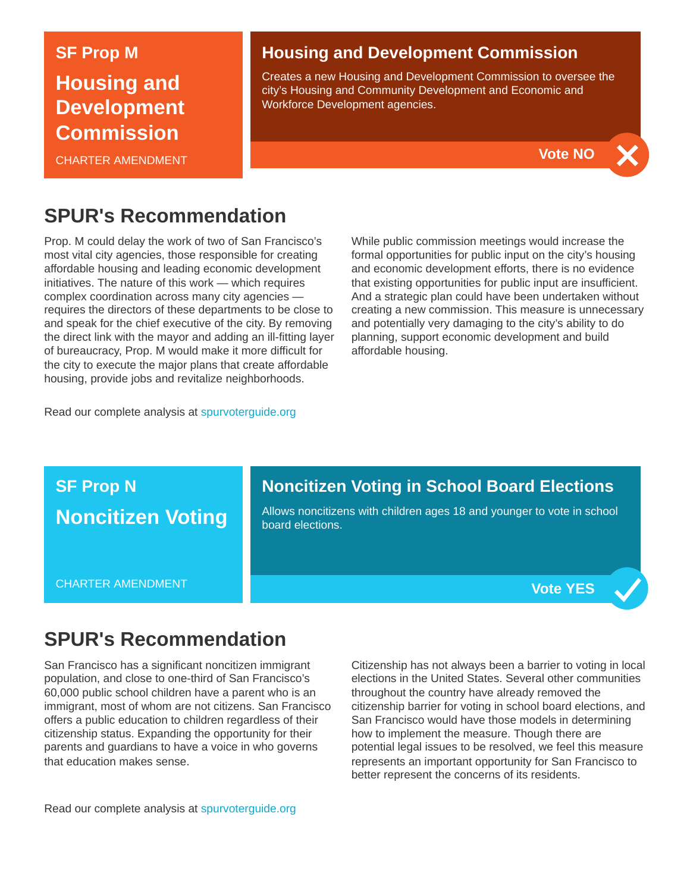## SF Prop M

# Housing and Development Commission

CHARTER AMENDMENT

### Housing and Development Commission

Creates a new Housing and Development Commission to oversee the city's Housing and Community Development and Economic and Workforce Development agencies.

**Vote NO** ✕

## SPUR's Recommendation

Prop. M could delay the work of two of San Francisco's most vital city agencies, those responsible for creating affordable housing and leading economic development initiatives. The nature of this work — which requires complex coordination across many city agencies — requires the directors of these departments to be close to and speak for the chief executive of the city. By removing the direct link with the mayor and adding an ill-fitting layer of bureaucracy, Prop. M would make it more difficult for the city to execute the major plans that create affordable housing, provide jobs and revitalize neighborhoods.

While public commission meetings would increase the formal opportunities for public input on the city's housing and economic development efforts, there is no evidence that existing opportunities for public input are insufficient. And a strategic plan could have been undertaken without creating a new commission. This measure is unnecessary and potentially very damaging to the city's ability to do planning, support economic development and build affordable housing.

Read our complete analysis at spurvoterguide.org

## SF Prop N

# Noncitizen Voting

CHARTER AMENDMENT

### Noncitizen Voting in School Board Elections

Allows noncitizens with children ages 18 and younger to vote in school board elections.

**Vote YES** ✓

## SPUR's Recommendation

San Francisco has a significant noncitizen immigrant population, and close to one-third of San Francisco's 60,000 public school children have a parent who is an immigrant, most of whom are not citizens. San Francisco offers a public education to children regardless of their citizenship status. Expanding the opportunity for their parents and guardians to have a voice in who governs that education makes sense.

Citizenship has not always been a barrier to voting in local elections in the United States. Several other communities throughout the country have already removed the citizenship barrier for voting in school board elections, and San Francisco would have those models in determining how to implement the measure. Though there are potential legal issues to be resolved, we feel this measure represents an important opportunity for San Francisco to better represent the concerns of its residents.

Read our complete analysis at spurvoterguide.org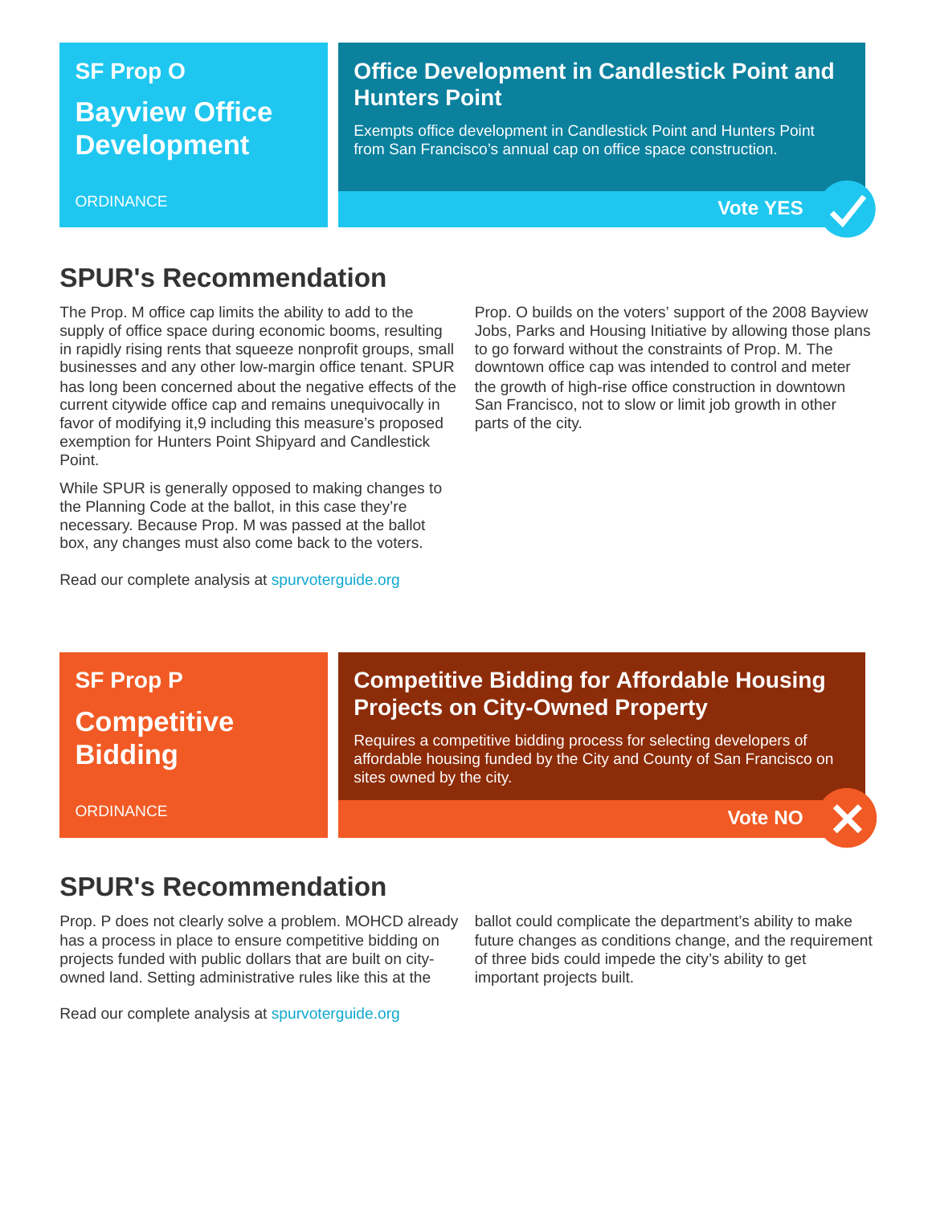## SF Prop O

# Bayview Office Development

ORDINANCE

### Office Development in Candlestick Point and Hunters Point

Exempts office development in Candlestick Point and Hunters Point from San Francisco's annual cap on office space construction.

**Vote YES**

## SPUR's Recommendation

The Prop. M office cap limits the ability to add to the supply of office space during economic booms, resulting in rapidly rising rents that squeeze nonprofit groups, small businesses and any other low-margin office tenant. SPUR has long been concerned about the negative effects of the current citywide office cap and remains unequivocally in favor of modifying it,9 including this measure's proposed exemption for Hunters Point Shipyard and Candlestick Point.

While SPUR is generally opposed to making changes to the Planning Code at the ballot, in this case they're necessary. Because Prop. M was passed at the ballot box, any changes must also come back to the voters.

Prop. O builds on the voters' support of the 2008 Bayview Jobs, Parks and Housing Initiative by allowing those plans to go forward without the constraints of Prop. M. The downtown office cap was intended to control and meter the growth of high-rise office construction in downtown San Francisco, not to slow or limit job growth in other parts of the city.

Read our complete analysis at spurvoterguide.org

## SF Prop P

# Competitive Bidding

ORDINANCE

### Competitive Bidding for Affordable Housing Projects on City-Owned Property

Requires a competitive bidding process for selecting developers of affordable housing funded by the City and County of San Francisco on sites owned by the city.

**Vote NO**

## SPUR's Recommendation

Prop. P does not clearly solve a problem. MOHCD already has a process in place to ensure competitive bidding on projects funded with public dollars that are built on city-owned land. Setting administrative rules like this at the ballot could complicate the department's ability to make future changes as conditions change, and the requirement of three bids could impede the city's ability to get important projects built.

Read our complete analysis at spurvoterguide.org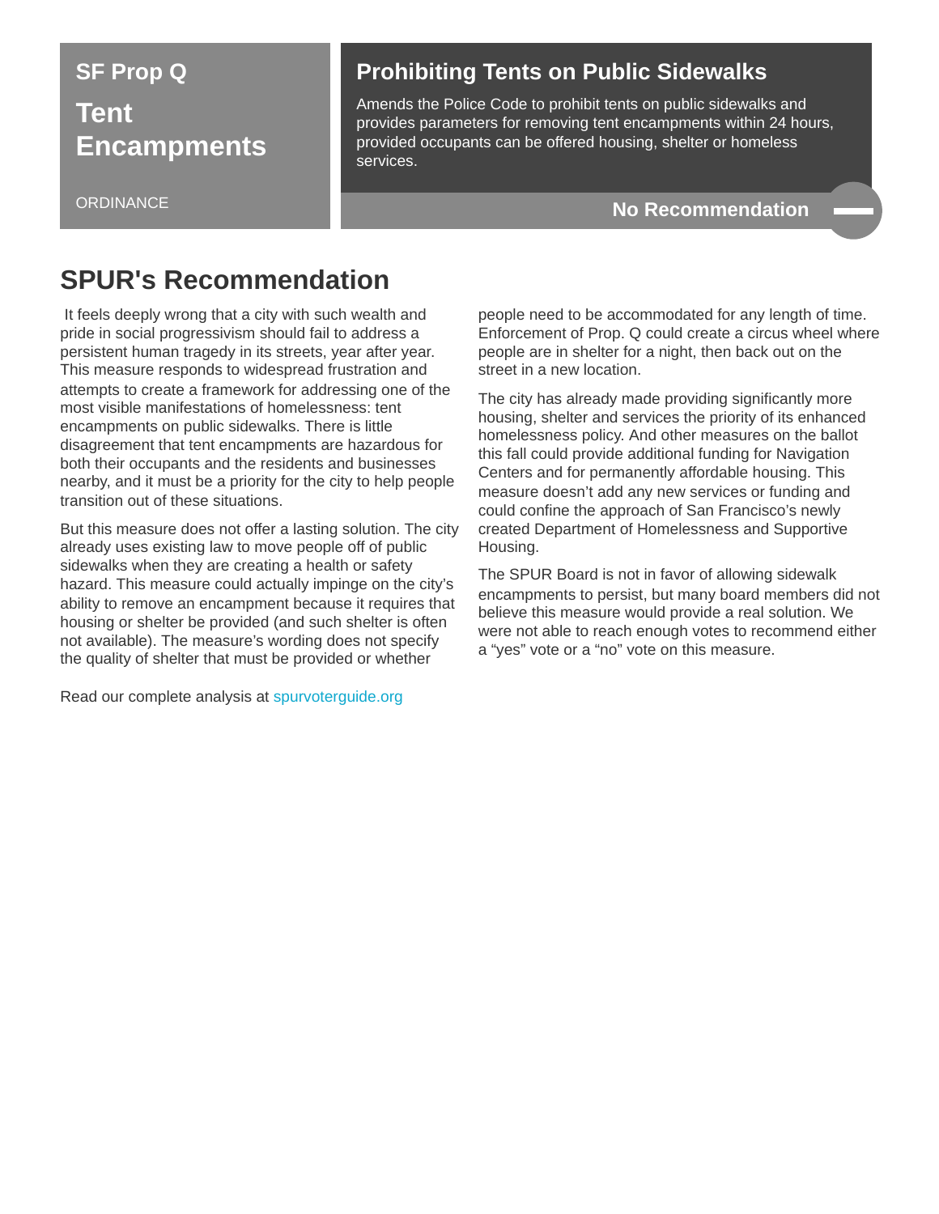SF Prop Q

# Tent Encampments

ORDINANCE

## Prohibiting Tents on Public Sidewalks

Amends the Police Code to prohibit tents on public sidewalks and provides parameters for removing tent encampments within 24 hours, provided occupants can be offered housing, shelter or homeless services.

**No Recommendation**

## SPUR's Recommendation

It feels deeply wrong that a city with such wealth and pride in social progressivism should fail to address a persistent human tragedy in its streets, year after year. This measure responds to widespread frustration and attempts to create a framework for addressing one of the most visible manifestations of homelessness: tent encampments on public sidewalks. There is little disagreement that tent encampments are hazardous for both their occupants and the residents and businesses nearby, and it must be a priority for the city to help people transition out of these situations.

But this measure does not offer a lasting solution. The city already uses existing law to move people off of public sidewalks when they are creating a health or safety hazard. This measure could actually impinge on the city's ability to remove an encampment because it requires that housing or shelter be provided (and such shelter is often not available). The measure's wording does not specify the quality of shelter that must be provided or whether people need to be accommodated for any length of time. Enforcement of Prop. Q could create a circus wheel where people are in shelter for a night, then back out on the street in a new location.

The city has already made providing significantly more housing, shelter and services the priority of its enhanced homelessness policy. And other measures on the ballot this fall could provide additional funding for Navigation Centers and for permanently affordable housing. This measure doesn't add any new services or funding and could confine the approach of San Francisco's newly created Department of Homelessness and Supportive Housing.

The SPUR Board is not in favor of allowing sidewalk encampments to persist, but many board members did not believe this measure would provide a real solution. We were not able to reach enough votes to recommend either a "yes" vote or a "no" vote on this measure.

Read our complete analysis at spurvoterguide.org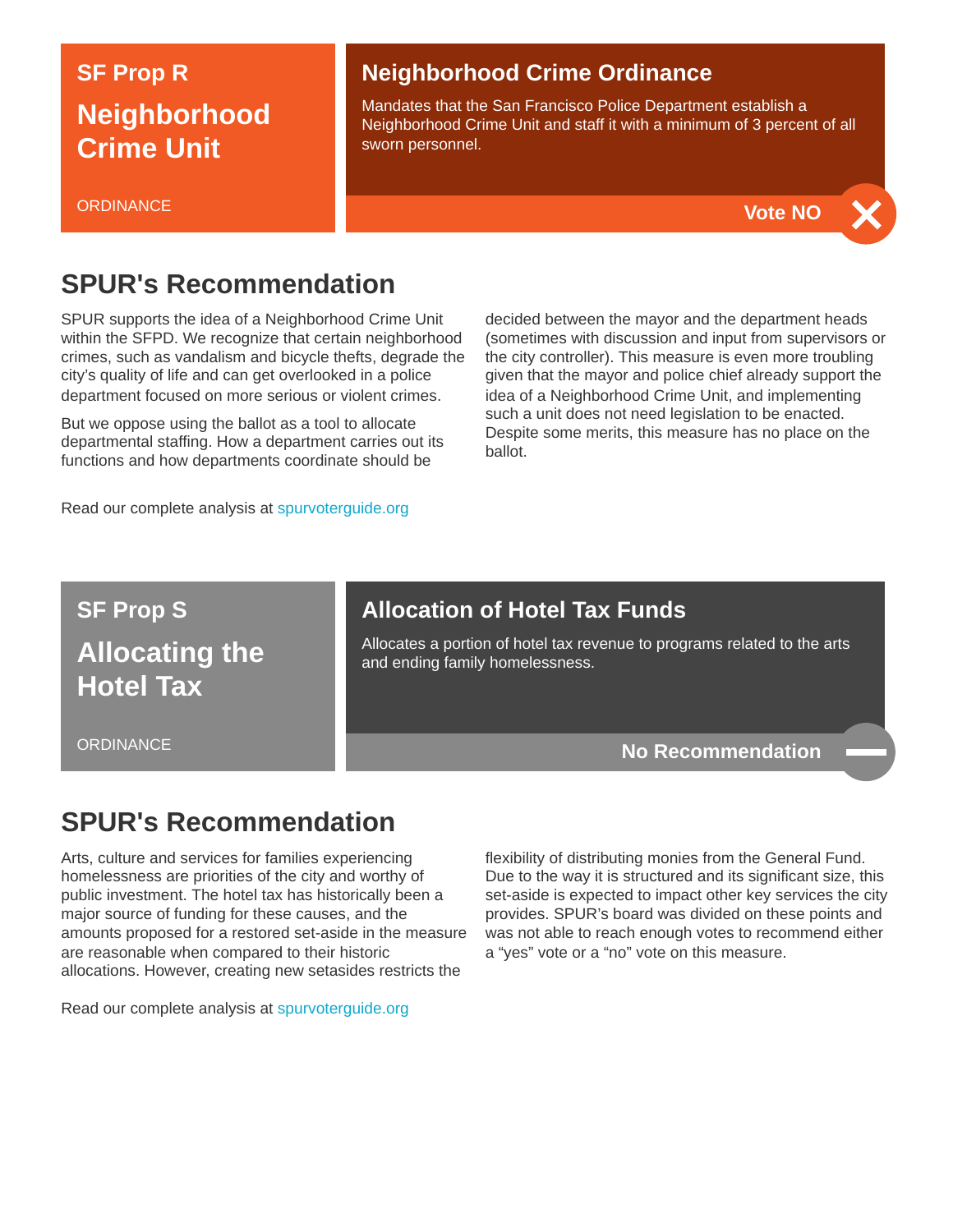## SF Prop R

# Neighborhood Crime Unit

ORDINANCE

### Neighborhood Crime Ordinance

Mandates that the San Francisco Police Department establish a Neighborhood Crime Unit and staff it with a minimum of 3 percent of all sworn personnel.

**Vote NO**

## SPUR's Recommendation

SPUR supports the idea of a Neighborhood Crime Unit within the SFPD. We recognize that certain neighborhood crimes, such as vandalism and bicycle thefts, degrade the city's quality of life and can get overlooked in a police department focused on more serious or violent crimes.

But we oppose using the ballot as a tool to allocate departmental staffing. How a department carries out its functions and how departments coordinate should be decided between the mayor and the department heads (sometimes with discussion and input from supervisors or the city controller). This measure is even more troubling given that the mayor and police chief already support the idea of a Neighborhood Crime Unit, and implementing such a unit does not need legislation to be enacted. Despite some merits, this measure has no place on the ballot.

Read our complete analysis at spurvoterguide.org

## SF Prop S

# Allocating the Hotel Tax

ORDINANCE

### Allocation of Hotel Tax Funds

Allocates a portion of hotel tax revenue to programs related to the arts and ending family homelessness.

**No Recommendation**

## SPUR's Recommendation

Arts, culture and services for families experiencing homelessness are priorities of the city and worthy of public investment. The hotel tax has historically been a major source of funding for these causes, and the amounts proposed for a restored set-aside in the measure are reasonable when compared to their historic allocations. However, creating new setasides restricts the flexibility of distributing monies from the General Fund. Due to the way it is structured and its significant size, this set-aside is expected to impact other key services the city provides. SPUR's board was divided on these points and was not able to reach enough votes to recommend either a "yes" vote or a "no" vote on this measure.

Read our complete analysis at spurvoterguide.org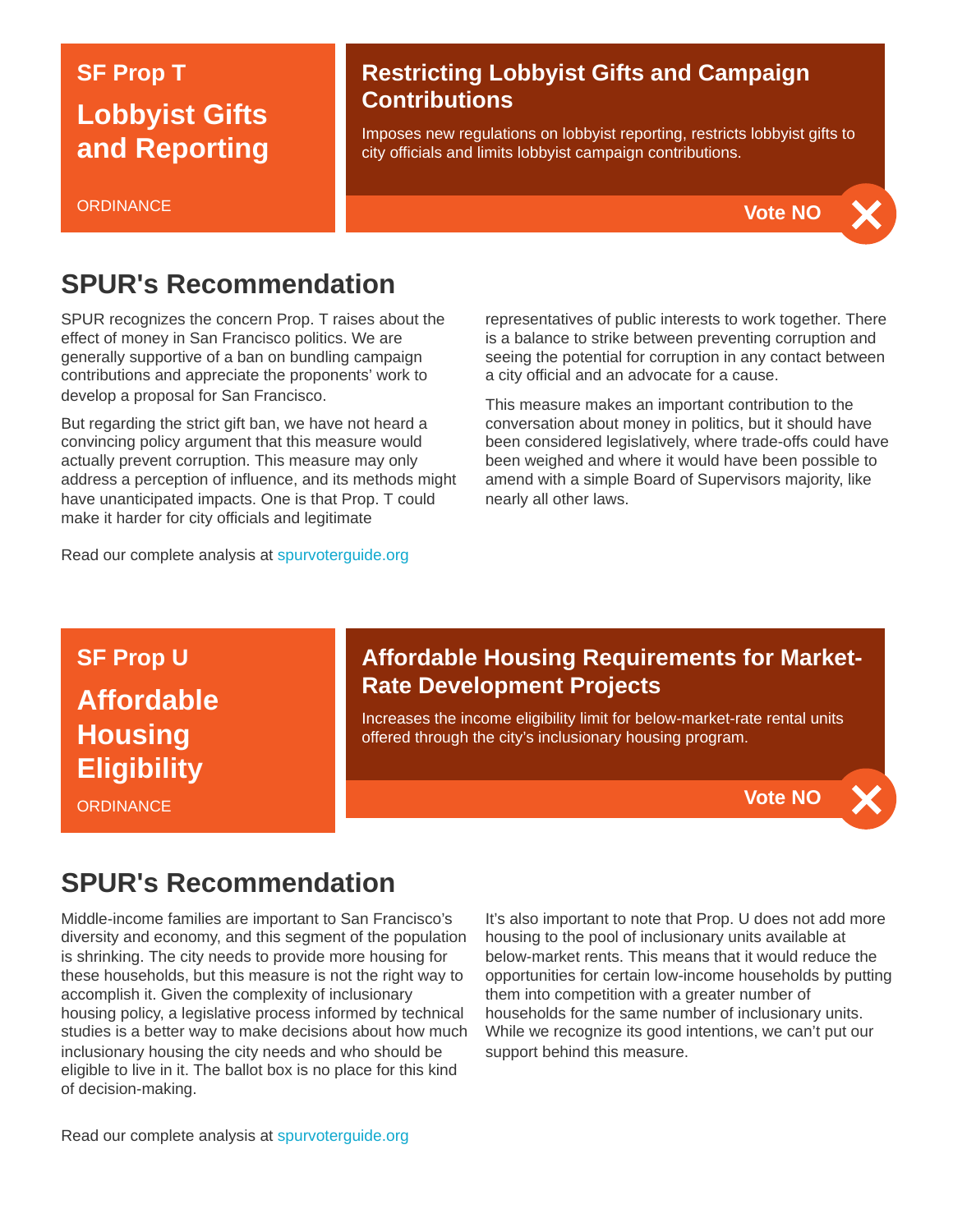## SF Prop T

# Lobbyist Gifts and Reporting

ORDINANCE

### Restricting Lobbyist Gifts and Campaign Contributions

Imposes new regulations on lobbyist reporting, restricts lobbyist gifts to city officials and limits lobbyist campaign contributions.

**Vote NO**

## SPUR's Recommendation

SPUR recognizes the concern Prop. T raises about the effect of money in San Francisco politics. We are generally supportive of a ban on bundling campaign contributions and appreciate the proponents' work to develop a proposal for San Francisco.

But regarding the strict gift ban, we have not heard a convincing policy argument that this measure would actually prevent corruption. This measure may only address a perception of influence, and its methods might have unanticipated impacts. One is that Prop. T could make it harder for city officials and legitimate representatives of public interests to work together. There is a balance to strike between preventing corruption and seeing the potential for corruption in any contact between a city official and an advocate for a cause.

This measure makes an important contribution to the conversation about money in politics, but it should have been considered legislatively, where trade-offs could have been weighed and where it would have been possible to amend with a simple Board of Supervisors majority, like nearly all other laws.

Read our complete analysis at spurvoterguide.org

## SF Prop U

# Affordable Housing Eligibility

ORDINANCE

### Affordable Housing Requirements for Market-Rate Development Projects

Increases the income eligibility limit for below-market-rate rental units offered through the city's inclusionary housing program.

**Vote NO**

## SPUR's Recommendation

Middle-income families are important to San Francisco's diversity and economy, and this segment of the population is shrinking. The city needs to provide more housing for these households, but this measure is not the right way to accomplish it. Given the complexity of inclusionary housing policy, a legislative process informed by technical studies is a better way to make decisions about how much inclusionary housing the city needs and who should be eligible to live in it. The ballot box is no place for this kind of decision-making.

It's also important to note that Prop. U does not add more housing to the pool of inclusionary units available at below-market rents. This means that it would reduce the opportunities for certain low-income households by putting them into competition with a greater number of households for the same number of inclusionary units. While we recognize its good intentions, we can't put our support behind this measure.

Read our complete analysis at spurvoterguide.org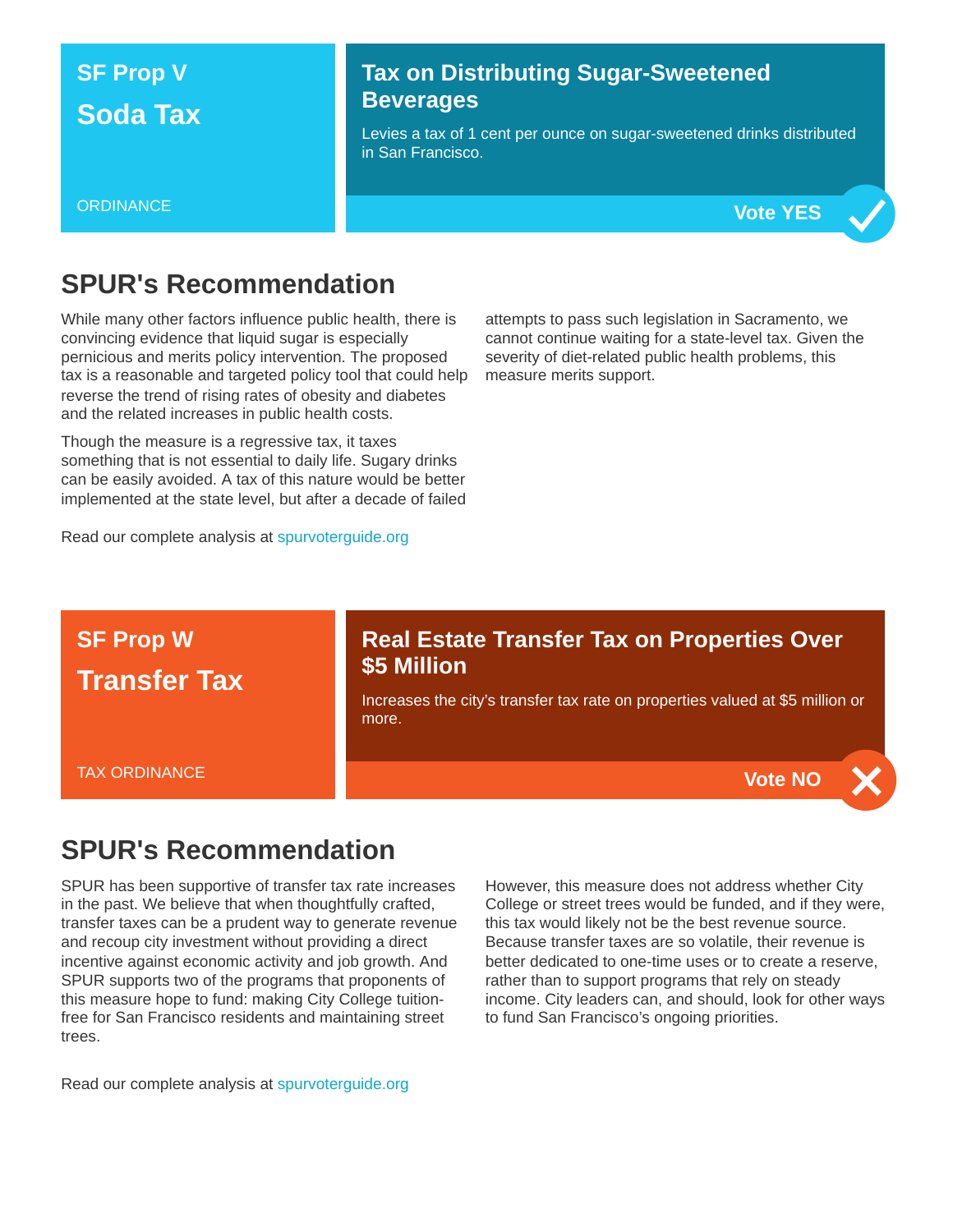## SF Prop V

# Soda Tax

ORDINANCE

### Tax on Distributing Sugar-Sweetened Beverages

Levies a tax of 1 cent per ounce on sugar-sweetened drinks distributed in San Francisco.

**Vote YES** ✓

## SPUR's Recommendation

While many other factors influence public health, there is convincing evidence that liquid sugar is especially pernicious and merits policy intervention. The proposed tax is a reasonable and targeted policy tool that could help reverse the trend of rising rates of obesity and diabetes and the related increases in public health costs.

Though the measure is a regressive tax, it taxes something that is not essential to daily life. Sugary drinks can be easily avoided. A tax of this nature would be better implemented at the state level, but after a decade of failed attempts to pass such legislation in Sacramento, we cannot continue waiting for a state-level tax. Given the severity of diet-related public health problems, this measure merits support.

Read our complete analysis at spurvoterguide.org

## SF Prop W

# Transfer Tax

TAX ORDINANCE

### Real Estate Transfer Tax on Properties Over $5 Million

Increases the city's transfer tax rate on properties valued at $5 million or more.

**Vote NO** ✗

## SPUR's Recommendation

SPUR has been supportive of transfer tax rate increases in the past. We believe that when thoughtfully crafted, transfer taxes can be a prudent way to generate revenue and recoup city investment without providing a direct incentive against economic activity and job growth. And SPUR supports two of the programs that proponents of this measure hope to fund: making City College tuition-free for San Francisco residents and maintaining street trees.

However, this measure does not address whether City College or street trees would be funded, and if they were, this tax would likely not be the best revenue source. Because transfer taxes are so volatile, their revenue is better dedicated to one-time uses or to create a reserve, rather than to support programs that rely on steady income. City leaders can, and should, look for other ways to fund San Francisco's ongoing priorities.

Read our complete analysis at spurvoterguide.org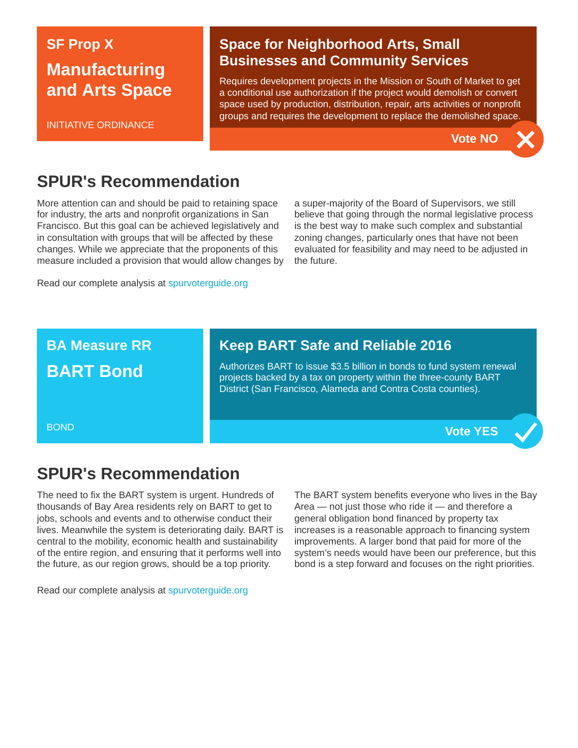## SF Prop X

### Manufacturing and Arts Space

INITIATIVE ORDINANCE

### Space for Neighborhood Arts, Small Businesses and Community Services

Requires development projects in the Mission or South of Market to get a conditional use authorization if the project would demolish or convert space used by production, distribution, repair, arts activities or nonprofit groups and requires the development to replace the demolished space.

**Vote NO**

## SPUR's Recommendation

More attention can and should be paid to retaining space for industry, the arts and nonprofit organizations in San Francisco. But this goal can be achieved legislatively and in consultation with groups that will be affected by these changes. While we appreciate that the proponents of this measure included a provision that would allow changes by a super-majority of the Board of Supervisors, we still believe that going through the normal legislative process is the best way to make such complex and substantial zoning changes, particularly ones that have not been evaluated for feasibility and may need to be adjusted in the future.

Read our complete analysis at spurvoterguide.org

## BA Measure RR

### BART Bond

BOND

### Keep BART Safe and Reliable 2016

Authorizes BART to issue $3.5 billion in bonds to fund system renewal projects backed by a tax on property within the three-county BART District (San Francisco, Alameda and Contra Costa counties).

**Vote YES**

## SPUR's Recommendation

The need to fix the BART system is urgent. Hundreds of thousands of Bay Area residents rely on BART to get to jobs, schools and events and to otherwise conduct their lives. Meanwhile the system is deteriorating daily. BART is central to the mobility, economic health and sustainability of the entire region, and ensuring that it performs well into the future, as our region grows, should be a top priority.

The BART system benefits everyone who lives in the Bay Area — not just those who ride it — and therefore a general obligation bond financed by property tax increases is a reasonable approach to financing system improvements. A larger bond that paid for more of the system's needs would have been our preference, but this bond is a step forward and focuses on the right priorities.

Read our complete analysis at spurvoterguide.org